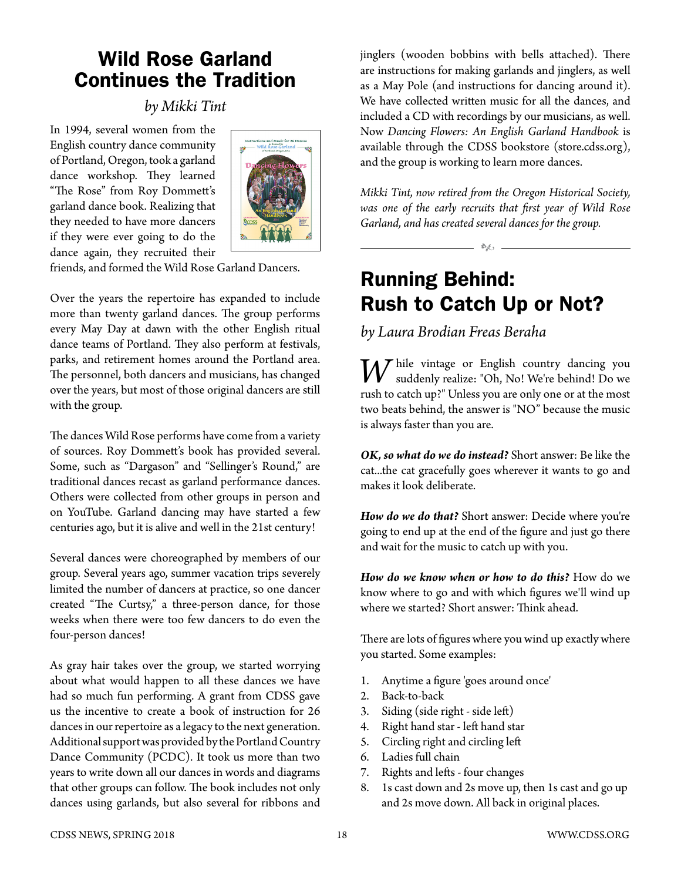# Wild Rose Garland Continues the Tradition

*by Mikki Tint*

In 1994, several women from the English country dance community of Portland, Oregon, took a garland dance workshop. They learned "The Rose" from Roy Dommett's garland dance book. Realizing that they needed to have more dancers if they were ever going to do the dance again, they recruited their friends, and formed the Wild Rose Garland Dancers.

Over the years the repertoire has expanded to include more than twenty garland dances. The group performs every May Day at dawn with the other English ritual dance teams of Portland. They also perform at festivals, parks, and retirement homes around the Portland area. The personnel, both dancers and musicians, has changed over the years, but most of those original dancers are still with the group.

The dances Wild Rose performs have come from a variety of sources. Roy Dommett's book has provided several. Some, such as "Dargason" and "Sellinger's Round," are traditional dances recast as garland performance dances. Others were collected from other groups in person and on YouTube. Garland dancing may have started a few centuries ago, but it is alive and well in the 21st century!

Several dances were choreographed by members of our group. Several years ago, summer vacation trips severely limited the number of dancers at practice, so one dancer created "The Curtsy," a three-person dance, for those weeks when there were too few dancers to do even the four-person dances!

As gray hair takes over the group, we started worrying about what would happen to all these dances we have had so much fun performing. A grant from CDSS gave us the incentive to create a book of instruction for 26 dances in our repertoire as a legacy to the next generation. Additional support was provided by the Portland Country Dance Community (PCDC). It took us more than two years to write down all our dances in words and diagrams that other groups can follow. The book includes not only dances using garlands, but also several for ribbons and jinglers (wooden bobbins with bells attached). There are instructions for making garlands and jinglers, as well as a May Pole (and instructions for dancing around it). We have collected written music for all the dances, and included a CD with recordings by our musicians, as well. Now *Dancing Flowers: An English Garland Handbook* is available through the CDSS bookstore (store.cdss.org), and the group is working to learn more dances.

*Mikki Tint, now retired from the Oregon Historical Society, was one of the early recruits that first year of Wild Rose Garland, and has created several dances for the group.*

---

# Running Behind: Rush to Catch Up or Not?

*by Laura Brodian Freas Beraha*

While vintage or English country dancing you suddenly realize: "Oh, No! We're behind! Do we rush to catch up?" Unless you are only one or at the most two beats behind, the answer is "NO" because the music is always faster than you are.

***OK, so what do we do instead?*** Short answer: Be like the cat...the cat gracefully goes wherever it wants to go and makes it look deliberate.

***How do we do that?*** Short answer: Decide where you're going to end up at the end of the figure and just go there and wait for the music to catch up with you.

***How do we know when or how to do this?*** How do we know where to go and with which figures we'll wind up where we started? Short answer: Think ahead.

There are lots of figures where you wind up exactly where you started. Some examples:

1. Anytime a figure 'goes around once'
2. Back-to-back
3. Siding (side right - side left)
4. Right hand star - left hand star
5. Circling right and circling left
6. Ladies full chain
7. Rights and lefts - four changes
8. 1s cast down and 2s move up, then 1s cast and go up and 2s move down. All back in original places.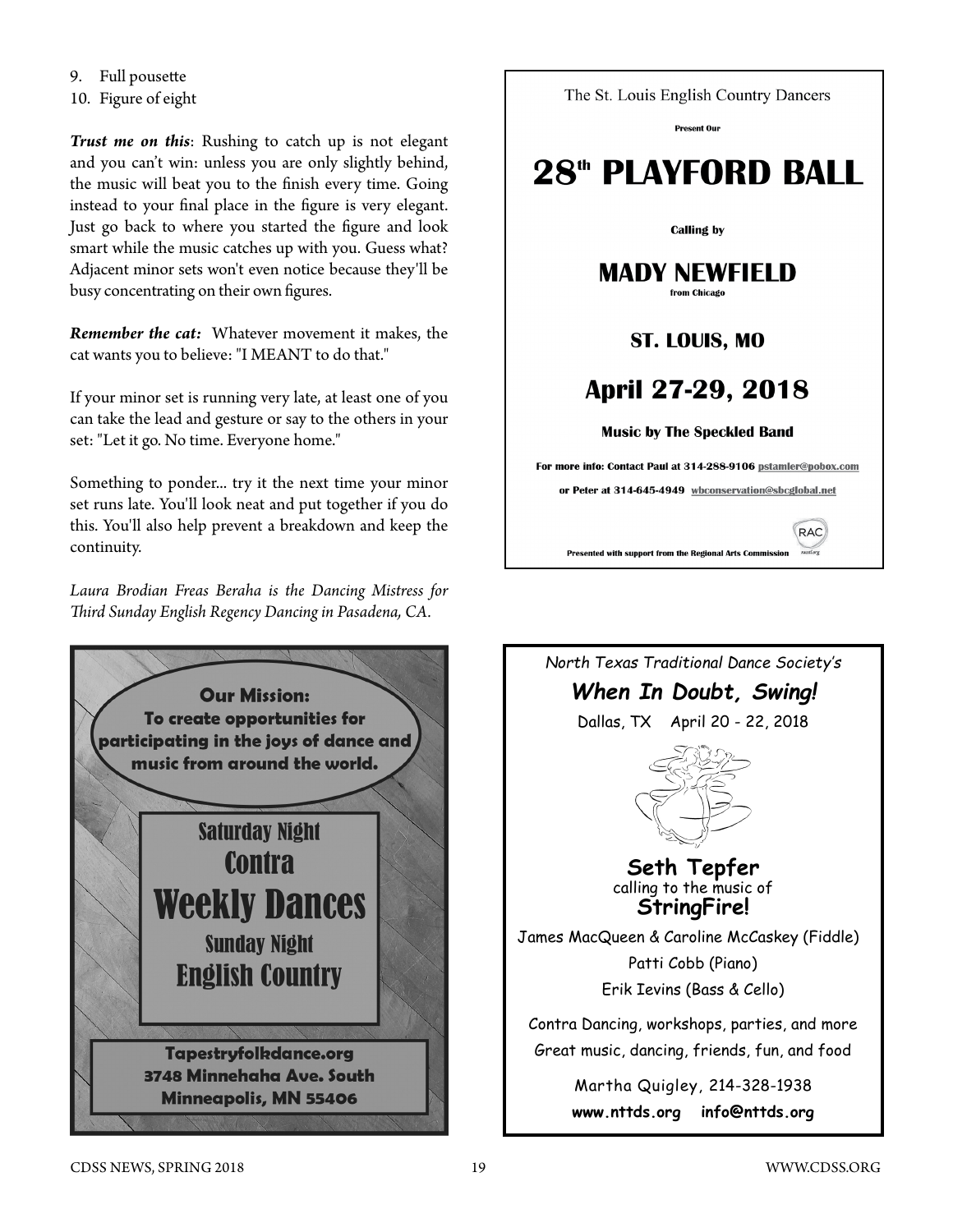9. Full pousette
10. Figure of eight

***Trust me on this***: Rushing to catch up is not elegant and you can't win: unless you are only slightly behind, the music will beat you to the finish every time. Going instead to your final place in the figure is very elegant. Just go back to where you started the figure and look smart while the music catches up with you. Guess what? Adjacent minor sets won't even notice because they'll be busy concentrating on their own figures.

***Remember the cat:*** Whatever movement it makes, the cat wants you to believe: "I MEANT to do that."

If your minor set is running very late, at least one of you can take the lead and gesture or say to the others in your set: "Let it go. No time. Everyone home."

Something to ponder... try it the next time your minor set runs late. You'll look neat and put together if you do this. You'll also help prevent a breakdown and keep the continuity.

*Laura Brodian Freas Beraha is the Dancing Mistress for Third Sunday English Regency Dancing in Pasadena, CA.*

The St. Louis English Country Dancers

**Present Our**

# 28th PLAYFORD BALL

**Calling by**

## MADY NEWFIELD

**from Chicago**

### ST. LOUIS, MO

## April 27-29, 2018

**Music by The Speckled Band**

**For more info: Contact Paul at 314-288-9106 pstamler@pobox.com**

**or Peter at 314-645-4949 wbconservation@sbcglobal.net**

**Presented with support from the Regional Arts Commission**

**Our Mission:**
**To create opportunities for participating in the joys of dance and music from around the world.**

Saturday Night
Contra
**Weekly Dances**
Sunday Night
English Country

**Tapestryfolkdance.org**
**3748 Minnehaha Ave. South**
**Minneapolis, MN 55406**

*North Texas Traditional Dance Society's*

***When In Doubt, Swing!***

Dallas, TX April 20 - 22, 2018

**Seth Tepfer**
calling to the music of
**StringFire!**

James MacQueen & Caroline McCaskey (Fiddle)
Patti Cobb (Piano)
Erik Ievins (Bass & Cello)

Contra Dancing, workshops, parties, and more
Great music, dancing, friends, fun, and food

Martha Quigley, 214-328-1938
**www.nttds.org info@nttds.org**